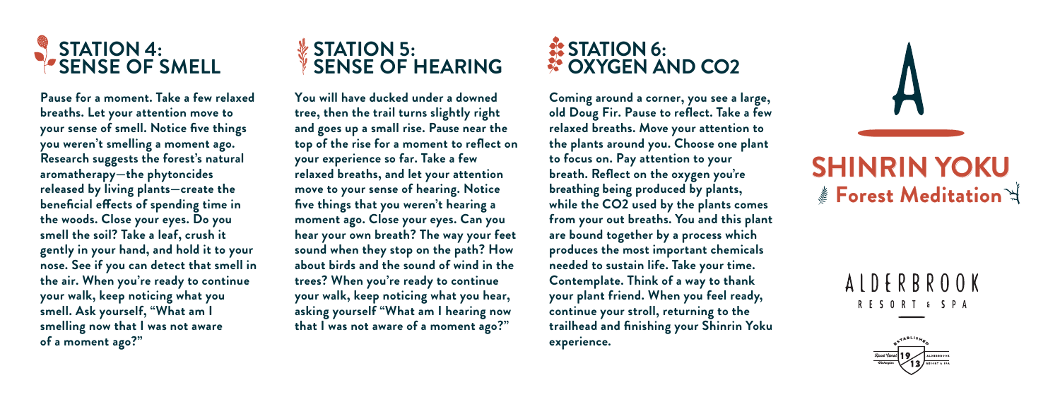## STATION 4: SENSE OF SMELL

**Pause for a moment. Take a few relaxed breaths. Let your attention move to your sense of smell. Notice five things you weren't smelling a moment ago. Research suggests the forest's natural aromatherapy—the phytoncides released by living plants—create the beneficial effects of spending time in the woods. Close your eyes. Do you smell the soil? Take a leaf, crush it gently in your hand, and hold it to your nose. See if you can detect that smell in the air. When you're ready to continue your walk, keep noticing what you smell. Ask yourself, "What am I smelling now that I was not aware of a moment ago?"**

## STATION 5: SENSE OF HEARING

**You will have ducked under a downed tree, then the trail turns slightly right and goes up a small rise. Pause near the top of the rise for a moment to reflect on your experience so far. Take a few relaxed breaths, and let your attention move to your sense of hearing. Notice five things that you weren't hearing a moment ago. Close your eyes. Can you hear your own breath? The way your feet sound when they stop on the path? How about birds and the sound of wind in the trees? When you're ready to continue your walk, keep noticing what you hear, asking yourself "What am I hearing now that I was not aware of a moment ago?"**

## STATION 6: OXYGEN AND CO2

**Coming around a corner, you see a large, old Doug Fir. Pause to reflect. Take a few relaxed breaths. Move your attention to the plants around you. Choose one plant to focus on. Pay attention to your breath. Reflect on the oxygen you're breathing being produced by plants, while the CO2 used by the plants comes from your out breaths. You and this plant are bound together by a process which produces the most important chemicals needed to sustain life. Take your time. Contemplate. Think of a way to thank your plant friend. When you feel ready, continue your stroll, returning to the trailhead and finishing your Shinrin Yoku experience.**

# A

# SHINRIN YOKU

## Forest Meditation

ALDERBROOK
RESORT & SPA

Established 1913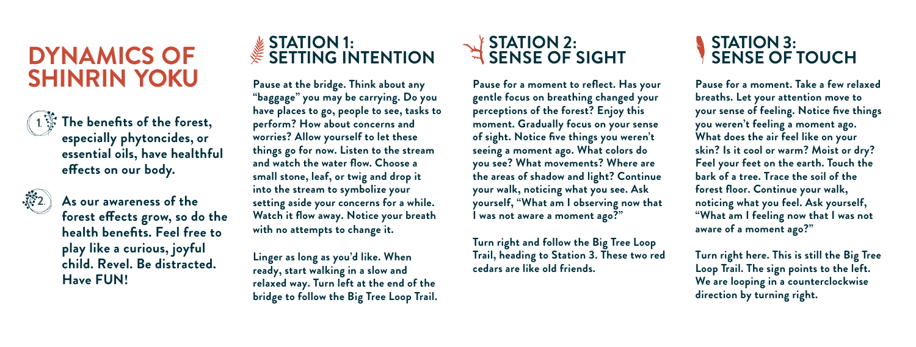# DYNAMICS OF SHINRIN YOKU

1. The benefits of the forest, especially phytoncides, or essential oils, have healthful effects on our body.

2. As our awareness of the forest effects grow, so do the health benefits. Feel free to play like a curious, joyful child. Revel. Be distracted. Have FUN!

## STATION 1: SETTING INTENTION

Pause at the bridge. Think about any "baggage" you may be carrying. Do you have places to go, people to see, tasks to perform? How about concerns and worries? Allow yourself to let these things go for now. Listen to the stream and watch the water flow. Choose a small stone, leaf, or twig and drop it into the stream to symbolize your setting aside your concerns for a while. Watch it flow away. Notice your breath with no attempts to change it.

Linger as long as you'd like. When ready, start walking in a slow and relaxed way. Turn left at the end of the bridge to follow the Big Tree Loop Trail.

## STATION 2: SENSE OF SIGHT

Pause for a moment to reflect. Has your gentle focus on breathing changed your perceptions of the forest? Enjoy this moment. Gradually focus on your sense of sight. Notice five things you weren't seeing a moment ago. What colors do you see? What movements? Where are the areas of shadow and light? Continue your walk, noticing what you see. Ask yourself, "What am I observing now that I was not aware a moment ago?"

Turn right and follow the Big Tree Loop Trail, heading to Station 3. These two red cedars are like old friends.

## STATION 3: SENSE OF TOUCH

Pause for a moment. Take a few relaxed breaths. Let your attention move to your sense of feeling. Notice five things you weren't feeling a moment ago. What does the air feel like on your skin? Is it cool or warm? Moist or dry? Feel your feet on the earth. Touch the bark of a tree. Trace the soil of the forest floor. Continue your walk, noticing what you feel. Ask yourself, "What am I feeling now that I was not aware of a moment ago?"

Turn right here. This is still the Big Tree Loop Trail. The sign points to the left. We are looping in a counterclockwise direction by turning right.